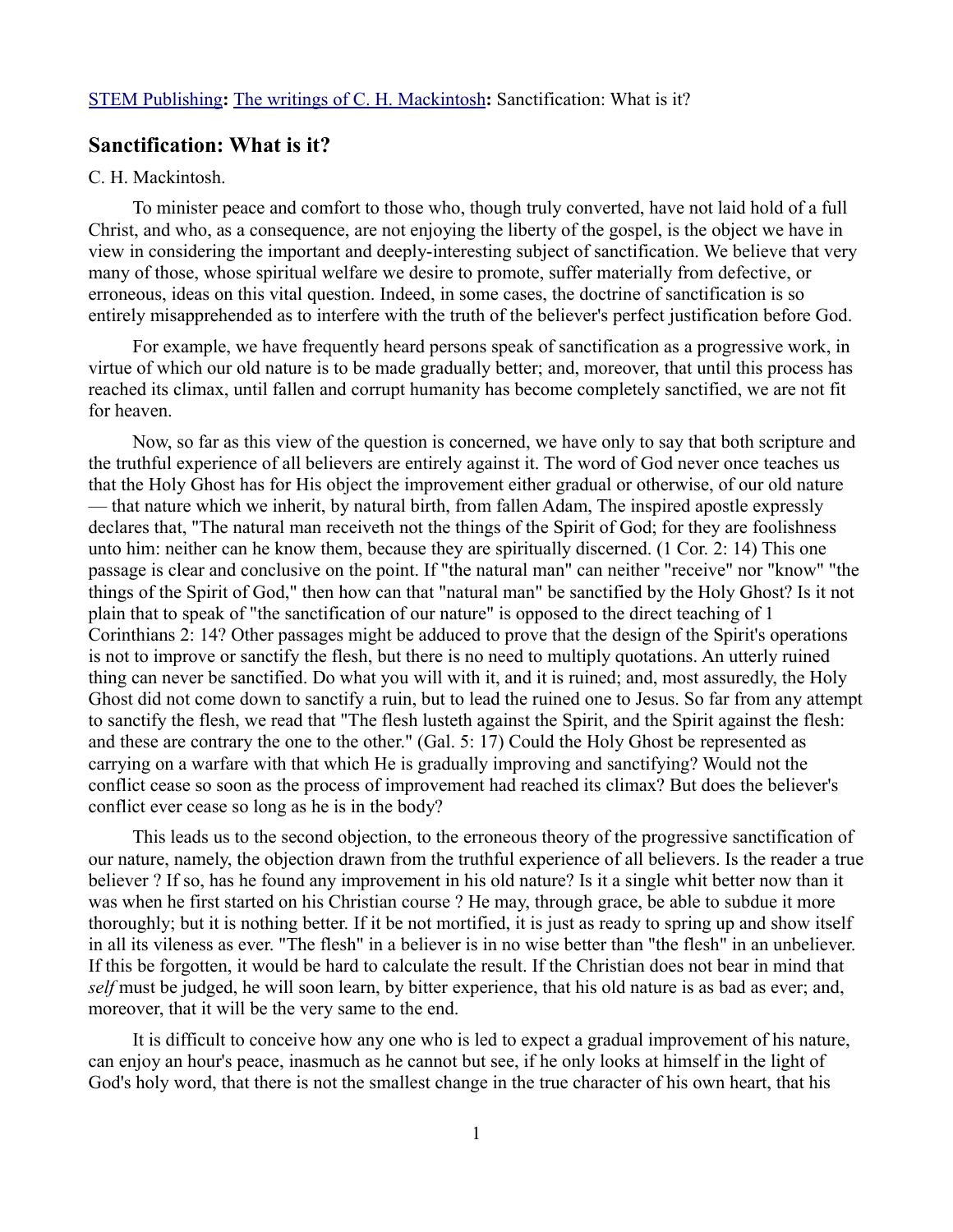STEM Publishing**:** The writings of C. H. Mackintosh**:** Sanctification: What is it?

## Sanctification: What is it?

C. H. Mackintosh.

To minister peace and comfort to those who, though truly converted, have not laid hold of a full Christ, and who, as a consequence, are not enjoying the liberty of the gospel, is the object we have in view in considering the important and deeply-interesting subject of sanctification. We believe that very many of those, whose spiritual welfare we desire to promote, suffer materially from defective, or erroneous, ideas on this vital question. Indeed, in some cases, the doctrine of sanctification is so entirely misapprehended as to interfere with the truth of the believer's perfect justification before God.

For example, we have frequently heard persons speak of sanctification as a progressive work, in virtue of which our old nature is to be made gradually better; and, moreover, that until this process has reached its climax, until fallen and corrupt humanity has become completely sanctified, we are not fit for heaven.

Now, so far as this view of the question is concerned, we have only to say that both scripture and the truthful experience of all believers are entirely against it. The word of God never once teaches us that the Holy Ghost has for His object the improvement either gradual or otherwise, of our old nature — that nature which we inherit, by natural birth, from fallen Adam, The inspired apostle expressly declares that, "The natural man receiveth not the things of the Spirit of God; for they are foolishness unto him: neither can he know them, because they are spiritually discerned. (1 Cor. 2: 14) This one passage is clear and conclusive on the point. If "the natural man" can neither "receive" nor "know" "the things of the Spirit of God," then how can that "natural man" be sanctified by the Holy Ghost? Is it not plain that to speak of "the sanctification of our nature" is opposed to the direct teaching of 1 Corinthians 2: 14? Other passages might be adduced to prove that the design of the Spirit's operations is not to improve or sanctify the flesh, but there is no need to multiply quotations. An utterly ruined thing can never be sanctified. Do what you will with it, and it is ruined; and, most assuredly, the Holy Ghost did not come down to sanctify a ruin, but to lead the ruined one to Jesus. So far from any attempt to sanctify the flesh, we read that "The flesh lusteth against the Spirit, and the Spirit against the flesh: and these are contrary the one to the other." (Gal. 5: 17) Could the Holy Ghost be represented as carrying on a warfare with that which He is gradually improving and sanctifying? Would not the conflict cease so soon as the process of improvement had reached its climax? But does the believer's conflict ever cease so long as he is in the body?

This leads us to the second objection, to the erroneous theory of the progressive sanctification of our nature, namely, the objection drawn from the truthful experience of all believers. Is the reader a true believer ? If so, has he found any improvement in his old nature? Is it a single whit better now than it was when he first started on his Christian course ? He may, through grace, be able to subdue it more thoroughly; but it is nothing better. If it be not mortified, it is just as ready to spring up and show itself in all its vileness as ever. "The flesh" in a believer is in no wise better than "the flesh" in an unbeliever. If this be forgotten, it would be hard to calculate the result. If the Christian does not bear in mind that *self* must be judged, he will soon learn, by bitter experience, that his old nature is as bad as ever; and, moreover, that it will be the very same to the end.

It is difficult to conceive how any one who is led to expect a gradual improvement of his nature, can enjoy an hour's peace, inasmuch as he cannot but see, if he only looks at himself in the light of God's holy word, that there is not the smallest change in the true character of his own heart, that his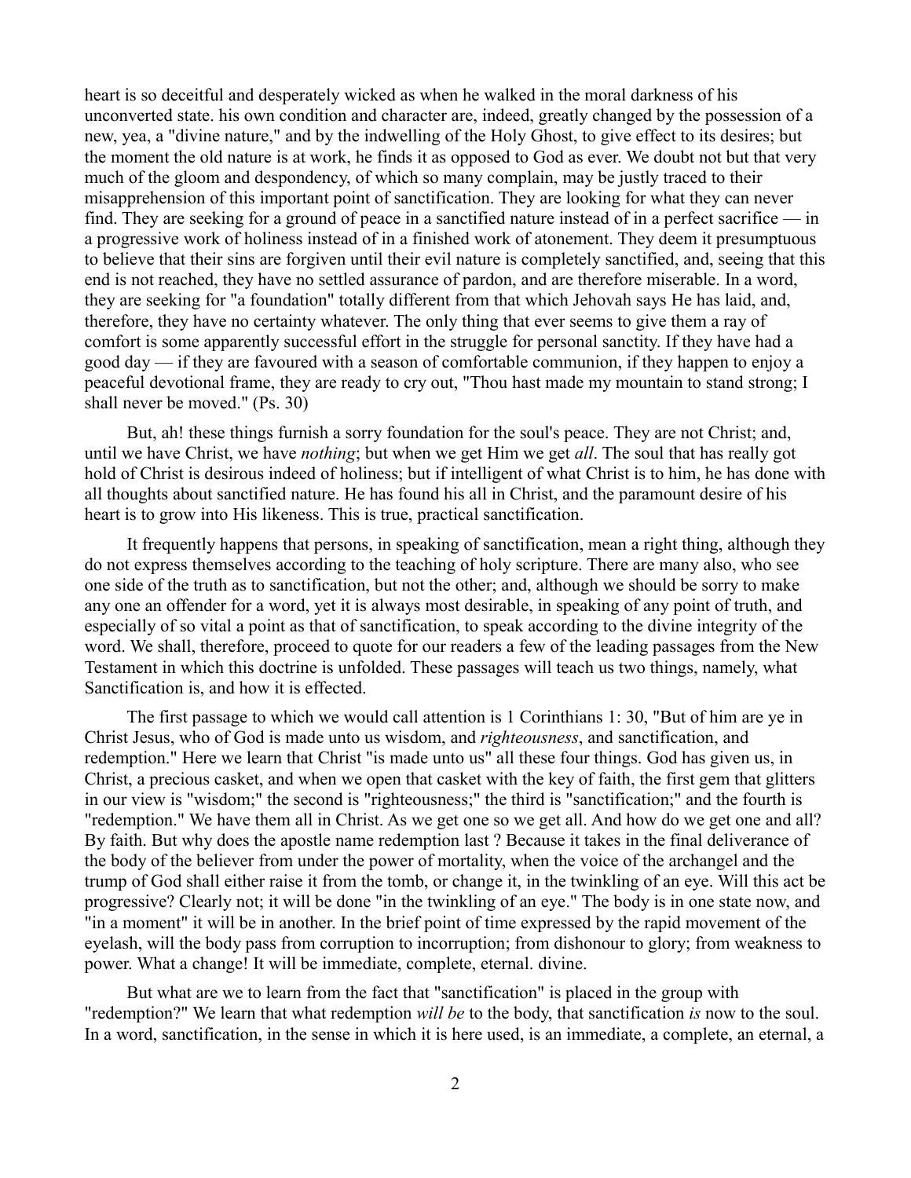heart is so deceitful and desperately wicked as when he walked in the moral darkness of his unconverted state. his own condition and character are, indeed, greatly changed by the possession of a new, yea, a "divine nature," and by the indwelling of the Holy Ghost, to give effect to its desires; but the moment the old nature is at work, he finds it as opposed to God as ever. We doubt not but that very much of the gloom and despondency, of which so many complain, may be justly traced to their misapprehension of this important point of sanctification. They are looking for what they can never find. They are seeking for a ground of peace in a sanctified nature instead of in a perfect sacrifice — in a progressive work of holiness instead of in a finished work of atonement. They deem it presumptuous to believe that their sins are forgiven until their evil nature is completely sanctified, and, seeing that this end is not reached, they have no settled assurance of pardon, and are therefore miserable. In a word, they are seeking for "a foundation" totally different from that which Jehovah says He has laid, and, therefore, they have no certainty whatever. The only thing that ever seems to give them a ray of comfort is some apparently successful effort in the struggle for personal sanctity. If they have had a good day — if they are favoured with a season of comfortable communion, if they happen to enjoy a peaceful devotional frame, they are ready to cry out, "Thou hast made my mountain to stand strong; I shall never be moved." (Ps. 30)

But, ah! these things furnish a sorry foundation for the soul's peace. They are not Christ; and, until we have Christ, we have *nothing*; but when we get Him we get *all*. The soul that has really got hold of Christ is desirous indeed of holiness; but if intelligent of what Christ is to him, he has done with all thoughts about sanctified nature. He has found his all in Christ, and the paramount desire of his heart is to grow into His likeness. This is true, practical sanctification.

It frequently happens that persons, in speaking of sanctification, mean a right thing, although they do not express themselves according to the teaching of holy scripture. There are many also, who see one side of the truth as to sanctification, but not the other; and, although we should be sorry to make any one an offender for a word, yet it is always most desirable, in speaking of any point of truth, and especially of so vital a point as that of sanctification, to speak according to the divine integrity of the word. We shall, therefore, proceed to quote for our readers a few of the leading passages from the New Testament in which this doctrine is unfolded. These passages will teach us two things, namely, what Sanctification is, and how it is effected.

The first passage to which we would call attention is 1 Corinthians 1: 30, "But of him are ye in Christ Jesus, who of God is made unto us wisdom, and *righteousness*, and sanctification, and redemption." Here we learn that Christ "is made unto us" all these four things. God has given us, in Christ, a precious casket, and when we open that casket with the key of faith, the first gem that glitters in our view is "wisdom;" the second is "righteousness;" the third is "sanctification;" and the fourth is "redemption." We have them all in Christ. As we get one so we get all. And how do we get one and all? By faith. But why does the apostle name redemption last ? Because it takes in the final deliverance of the body of the believer from under the power of mortality, when the voice of the archangel and the trump of God shall either raise it from the tomb, or change it, in the twinkling of an eye. Will this act be progressive? Clearly not; it will be done "in the twinkling of an eye." The body is in one state now, and "in a moment" it will be in another. In the brief point of time expressed by the rapid movement of the eyelash, will the body pass from corruption to incorruption; from dishonour to glory; from weakness to power. What a change! It will be immediate, complete, eternal. divine.

But what are we to learn from the fact that "sanctification" is placed in the group with "redemption?" We learn that what redemption *will be* to the body, that sanctification *is* now to the soul. In a word, sanctification, in the sense in which it is here used, is an immediate, a complete, an eternal, a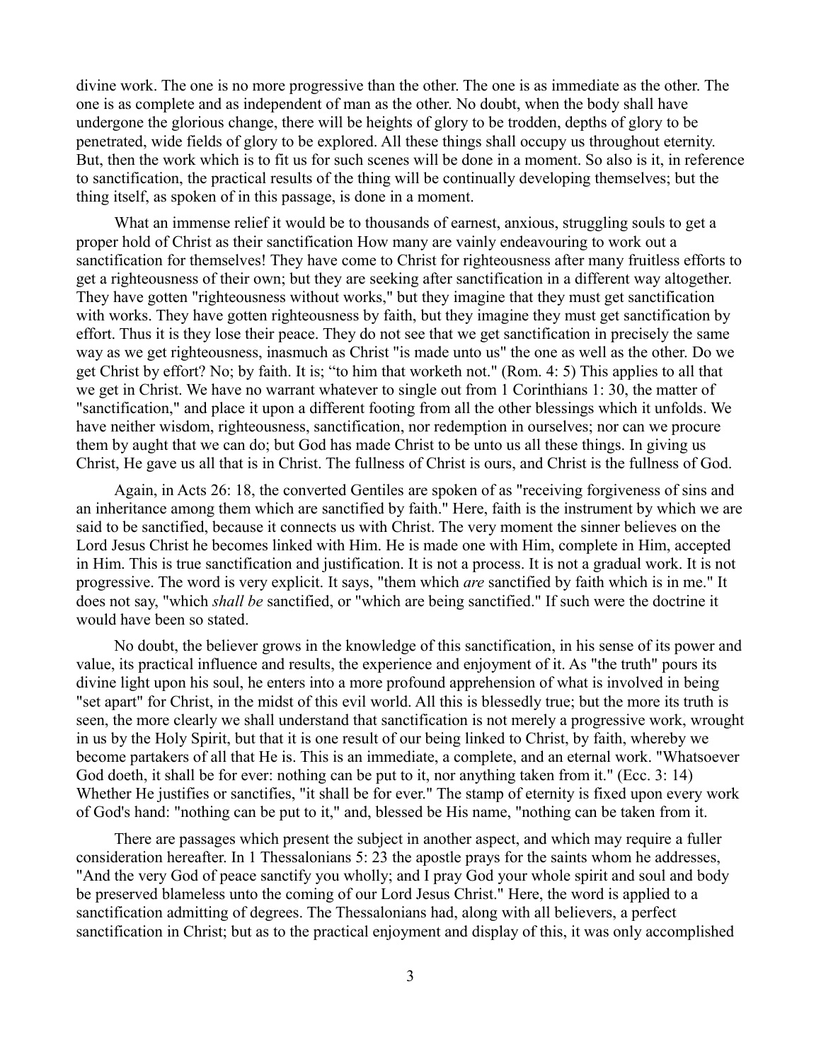divine work. The one is no more progressive than the other. The one is as immediate as the other. The one is as complete and as independent of man as the other. No doubt, when the body shall have undergone the glorious change, there will be heights of glory to be trodden, depths of glory to be penetrated, wide fields of glory to be explored. All these things shall occupy us throughout eternity. But, then the work which is to fit us for such scenes will be done in a moment. So also is it, in reference to sanctification, the practical results of the thing will be continually developing themselves; but the thing itself, as spoken of in this passage, is done in a moment.

What an immense relief it would be to thousands of earnest, anxious, struggling souls to get a proper hold of Christ as their sanctification How many are vainly endeavouring to work out a sanctification for themselves! They have come to Christ for righteousness after many fruitless efforts to get a righteousness of their own; but they are seeking after sanctification in a different way altogether. They have gotten "righteousness without works," but they imagine that they must get sanctification with works. They have gotten righteousness by faith, but they imagine they must get sanctification by effort. Thus it is they lose their peace. They do not see that we get sanctification in precisely the same way as we get righteousness, inasmuch as Christ "is made unto us" the one as well as the other. Do we get Christ by effort? No; by faith. It is; "to him that worketh not." (Rom. 4: 5) This applies to all that we get in Christ. We have no warrant whatever to single out from 1 Corinthians 1: 30, the matter of "sanctification," and place it upon a different footing from all the other blessings which it unfolds. We have neither wisdom, righteousness, sanctification, nor redemption in ourselves; nor can we procure them by aught that we can do; but God has made Christ to be unto us all these things. In giving us Christ, He gave us all that is in Christ. The fullness of Christ is ours, and Christ is the fullness of God.

Again, in Acts 26: 18, the converted Gentiles are spoken of as "receiving forgiveness of sins and an inheritance among them which are sanctified by faith." Here, faith is the instrument by which we are said to be sanctified, because it connects us with Christ. The very moment the sinner believes on the Lord Jesus Christ he becomes linked with Him. He is made one with Him, complete in Him, accepted in Him. This is true sanctification and justification. It is not a process. It is not a gradual work. It is not progressive. The word is very explicit. It says, "them which *are* sanctified by faith which is in me." It does not say, "which *shall be* sanctified, or "which are being sanctified." If such were the doctrine it would have been so stated.

No doubt, the believer grows in the knowledge of this sanctification, in his sense of its power and value, its practical influence and results, the experience and enjoyment of it. As "the truth" pours its divine light upon his soul, he enters into a more profound apprehension of what is involved in being "set apart" for Christ, in the midst of this evil world. All this is blessedly true; but the more its truth is seen, the more clearly we shall understand that sanctification is not merely a progressive work, wrought in us by the Holy Spirit, but that it is one result of our being linked to Christ, by faith, whereby we become partakers of all that He is. This is an immediate, a complete, and an eternal work. "Whatsoever God doeth, it shall be for ever: nothing can be put to it, nor anything taken from it." (Ecc. 3: 14) Whether He justifies or sanctifies, "it shall be for ever." The stamp of eternity is fixed upon every work of God's hand: "nothing can be put to it," and, blessed be His name, "nothing can be taken from it.

There are passages which present the subject in another aspect, and which may require a fuller consideration hereafter. In 1 Thessalonians 5: 23 the apostle prays for the saints whom he addresses, "And the very God of peace sanctify you wholly; and I pray God your whole spirit and soul and body be preserved blameless unto the coming of our Lord Jesus Christ." Here, the word is applied to a sanctification admitting of degrees. The Thessalonians had, along with all believers, a perfect sanctification in Christ; but as to the practical enjoyment and display of this, it was only accomplished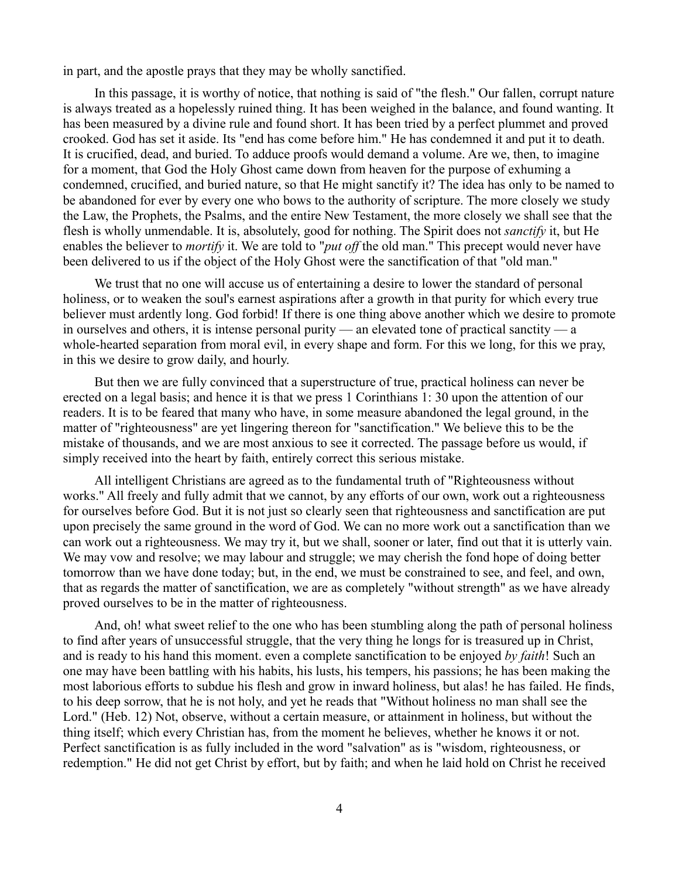in part, and the apostle prays that they may be wholly sanctified.

In this passage, it is worthy of notice, that nothing is said of "the flesh." Our fallen, corrupt nature is always treated as a hopelessly ruined thing. It has been weighed in the balance, and found wanting. It has been measured by a divine rule and found short. It has been tried by a perfect plummet and proved crooked. God has set it aside. Its "end has come before him." He has condemned it and put it to death. It is crucified, dead, and buried. To adduce proofs would demand a volume. Are we, then, to imagine for a moment, that God the Holy Ghost came down from heaven for the purpose of exhuming a condemned, crucified, and buried nature, so that He might sanctify it? The idea has only to be named to be abandoned for ever by every one who bows to the authority of scripture. The more closely we study the Law, the Prophets, the Psalms, and the entire New Testament, the more closely we shall see that the flesh is wholly unmendable. It is, absolutely, good for nothing. The Spirit does not *sanctify* it, but He enables the believer to *mortify* it. We are told to "*put off* the old man." This precept would never have been delivered to us if the object of the Holy Ghost were the sanctification of that "old man."

We trust that no one will accuse us of entertaining a desire to lower the standard of personal holiness, or to weaken the soul's earnest aspirations after a growth in that purity for which every true believer must ardently long. God forbid! If there is one thing above another which we desire to promote in ourselves and others, it is intense personal purity — an elevated tone of practical sanctity — a whole-hearted separation from moral evil, in every shape and form. For this we long, for this we pray, in this we desire to grow daily, and hourly.

But then we are fully convinced that a superstructure of true, practical holiness can never be erected on a legal basis; and hence it is that we press 1 Corinthians 1: 30 upon the attention of our readers. It is to be feared that many who have, in some measure abandoned the legal ground, in the matter of "righteousness" are yet lingering thereon for "sanctification." We believe this to be the mistake of thousands, and we are most anxious to see it corrected. The passage before us would, if simply received into the heart by faith, entirely correct this serious mistake.

All intelligent Christians are agreed as to the fundamental truth of "Righteousness without works." All freely and fully admit that we cannot, by any efforts of our own, work out a righteousness for ourselves before God. But it is not just so clearly seen that righteousness and sanctification are put upon precisely the same ground in the word of God. We can no more work out a sanctification than we can work out a righteousness. We may try it, but we shall, sooner or later, find out that it is utterly vain. We may vow and resolve; we may labour and struggle; we may cherish the fond hope of doing better tomorrow than we have done today; but, in the end, we must be constrained to see, and feel, and own, that as regards the matter of sanctification, we are as completely "without strength" as we have already proved ourselves to be in the matter of righteousness.

And, oh! what sweet relief to the one who has been stumbling along the path of personal holiness to find after years of unsuccessful struggle, that the very thing he longs for is treasured up in Christ, and is ready to his hand this moment. even a complete sanctification to be enjoyed *by faith*! Such an one may have been battling with his habits, his lusts, his tempers, his passions; he has been making the most laborious efforts to subdue his flesh and grow in inward holiness, but alas! he has failed. He finds, to his deep sorrow, that he is not holy, and yet he reads that "Without holiness no man shall see the Lord." (Heb. 12) Not, observe, without a certain measure, or attainment in holiness, but without the thing itself; which every Christian has, from the moment he believes, whether he knows it or not. Perfect sanctification is as fully included in the word "salvation" as is "wisdom, righteousness, or redemption." He did not get Christ by effort, but by faith; and when he laid hold on Christ he received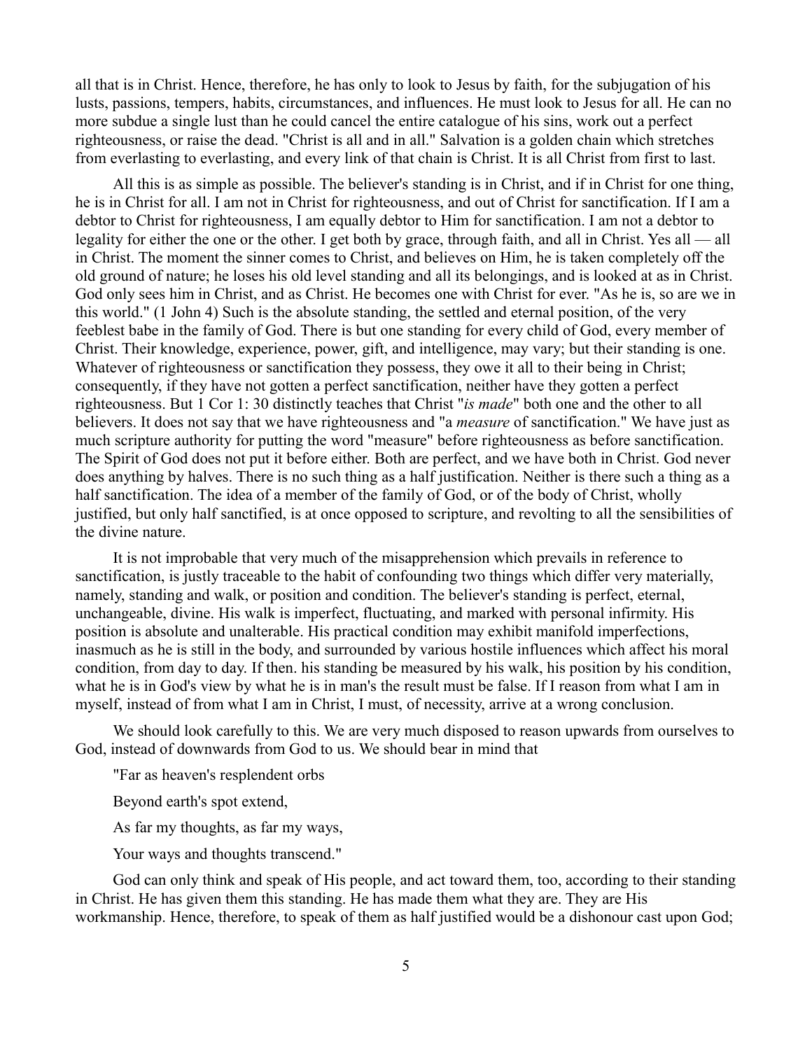all that is in Christ. Hence, therefore, he has only to look to Jesus by faith, for the subjugation of his lusts, passions, tempers, habits, circumstances, and influences. He must look to Jesus for all. He can no more subdue a single lust than he could cancel the entire catalogue of his sins, work out a perfect righteousness, or raise the dead. "Christ is all and in all." Salvation is a golden chain which stretches from everlasting to everlasting, and every link of that chain is Christ. It is all Christ from first to last.

All this is as simple as possible. The believer's standing is in Christ, and if in Christ for one thing, he is in Christ for all. I am not in Christ for righteousness, and out of Christ for sanctification. If I am a debtor to Christ for righteousness, I am equally debtor to Him for sanctification. I am not a debtor to legality for either the one or the other. I get both by grace, through faith, and all in Christ. Yes all — all in Christ. The moment the sinner comes to Christ, and believes on Him, he is taken completely off the old ground of nature; he loses his old level standing and all its belongings, and is looked at as in Christ. God only sees him in Christ, and as Christ. He becomes one with Christ for ever. "As he is, so are we in this world." (1 John 4) Such is the absolute standing, the settled and eternal position, of the very feeblest babe in the family of God. There is but one standing for every child of God, every member of Christ. Their knowledge, experience, power, gift, and intelligence, may vary; but their standing is one. Whatever of righteousness or sanctification they possess, they owe it all to their being in Christ; consequently, if they have not gotten a perfect sanctification, neither have they gotten a perfect righteousness. But 1 Cor 1: 30 distinctly teaches that Christ "*is made*" both one and the other to all believers. It does not say that we have righteousness and "a *measure* of sanctification." We have just as much scripture authority for putting the word "measure" before righteousness as before sanctification. The Spirit of God does not put it before either. Both are perfect, and we have both in Christ. God never does anything by halves. There is no such thing as a half justification. Neither is there such a thing as a half sanctification. The idea of a member of the family of God, or of the body of Christ, wholly justified, but only half sanctified, is at once opposed to scripture, and revolting to all the sensibilities of the divine nature.

It is not improbable that very much of the misapprehension which prevails in reference to sanctification, is justly traceable to the habit of confounding two things which differ very materially, namely, standing and walk, or position and condition. The believer's standing is perfect, eternal, unchangeable, divine. His walk is imperfect, fluctuating, and marked with personal infirmity. His position is absolute and unalterable. His practical condition may exhibit manifold imperfections, inasmuch as he is still in the body, and surrounded by various hostile influences which affect his moral condition, from day to day. If then. his standing be measured by his walk, his position by his condition, what he is in God's view by what he is in man's the result must be false. If I reason from what I am in myself, instead of from what I am in Christ, I must, of necessity, arrive at a wrong conclusion.

We should look carefully to this. We are very much disposed to reason upwards from ourselves to God, instead of downwards from God to us. We should bear in mind that

"Far as heaven's resplendent orbs

Beyond earth's spot extend,

As far my thoughts, as far my ways,

Your ways and thoughts transcend."

God can only think and speak of His people, and act toward them, too, according to their standing in Christ. He has given them this standing. He has made them what they are. They are His workmanship. Hence, therefore, to speak of them as half justified would be a dishonour cast upon God;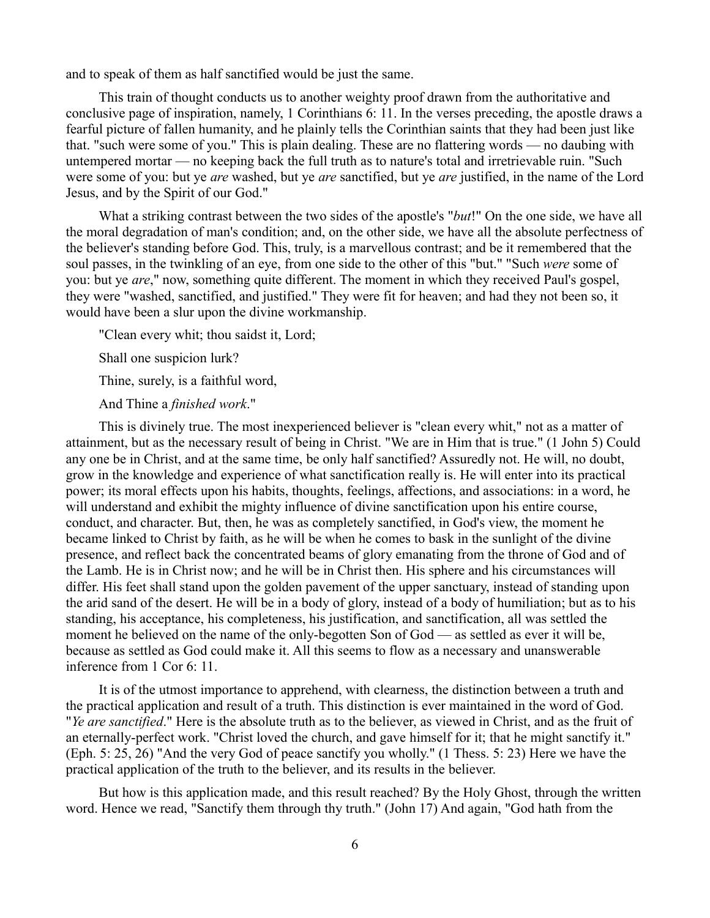and to speak of them as half sanctified would be just the same.

This train of thought conducts us to another weighty proof drawn from the authoritative and conclusive page of inspiration, namely, 1 Corinthians 6: 11. In the verses preceding, the apostle draws a fearful picture of fallen humanity, and he plainly tells the Corinthian saints that they had been just like that. "such were some of you." This is plain dealing. These are no flattering words — no daubing with untempered mortar — no keeping back the full truth as to nature's total and irretrievable ruin. "Such were some of you: but ye *are* washed, but ye *are* sanctified, but ye *are* justified, in the name of the Lord Jesus, and by the Spirit of our God."

What a striking contrast between the two sides of the apostle's "*but*!" On the one side, we have all the moral degradation of man's condition; and, on the other side, we have all the absolute perfectness of the believer's standing before God. This, truly, is a marvellous contrast; and be it remembered that the soul passes, in the twinkling of an eye, from one side to the other of this "but." "Such *were* some of you: but ye *are*," now, something quite different. The moment in which they received Paul's gospel, they were "washed, sanctified, and justified." They were fit for heaven; and had they not been so, it would have been a slur upon the divine workmanship.

"Clean every whit; thou saidst it, Lord;

Shall one suspicion lurk?

Thine, surely, is a faithful word,

And Thine a *finished work*."

This is divinely true. The most inexperienced believer is "clean every whit," not as a matter of attainment, but as the necessary result of being in Christ. "We are in Him that is true." (1 John 5) Could any one be in Christ, and at the same time, be only half sanctified? Assuredly not. He will, no doubt, grow in the knowledge and experience of what sanctification really is. He will enter into its practical power; its moral effects upon his habits, thoughts, feelings, affections, and associations: in a word, he will understand and exhibit the mighty influence of divine sanctification upon his entire course, conduct, and character. But, then, he was as completely sanctified, in God's view, the moment he became linked to Christ by faith, as he will be when he comes to bask in the sunlight of the divine presence, and reflect back the concentrated beams of glory emanating from the throne of God and of the Lamb. He is in Christ now; and he will be in Christ then. His sphere and his circumstances will differ. His feet shall stand upon the golden pavement of the upper sanctuary, instead of standing upon the arid sand of the desert. He will be in a body of glory, instead of a body of humiliation; but as to his standing, his acceptance, his completeness, his justification, and sanctification, all was settled the moment he believed on the name of the only-begotten Son of God — as settled as ever it will be, because as settled as God could make it. All this seems to flow as a necessary and unanswerable inference from 1 Cor 6: 11.

It is of the utmost importance to apprehend, with clearness, the distinction between a truth and the practical application and result of a truth. This distinction is ever maintained in the word of God. "*Ye are sanctified*." Here is the absolute truth as to the believer, as viewed in Christ, and as the fruit of an eternally-perfect work. "Christ loved the church, and gave himself for it; that he might sanctify it." (Eph. 5: 25, 26) "And the very God of peace sanctify you wholly." (1 Thess. 5: 23) Here we have the practical application of the truth to the believer, and its results in the believer.

But how is this application made, and this result reached? By the Holy Ghost, through the written word. Hence we read, "Sanctify them through thy truth." (John 17) And again, "God hath from the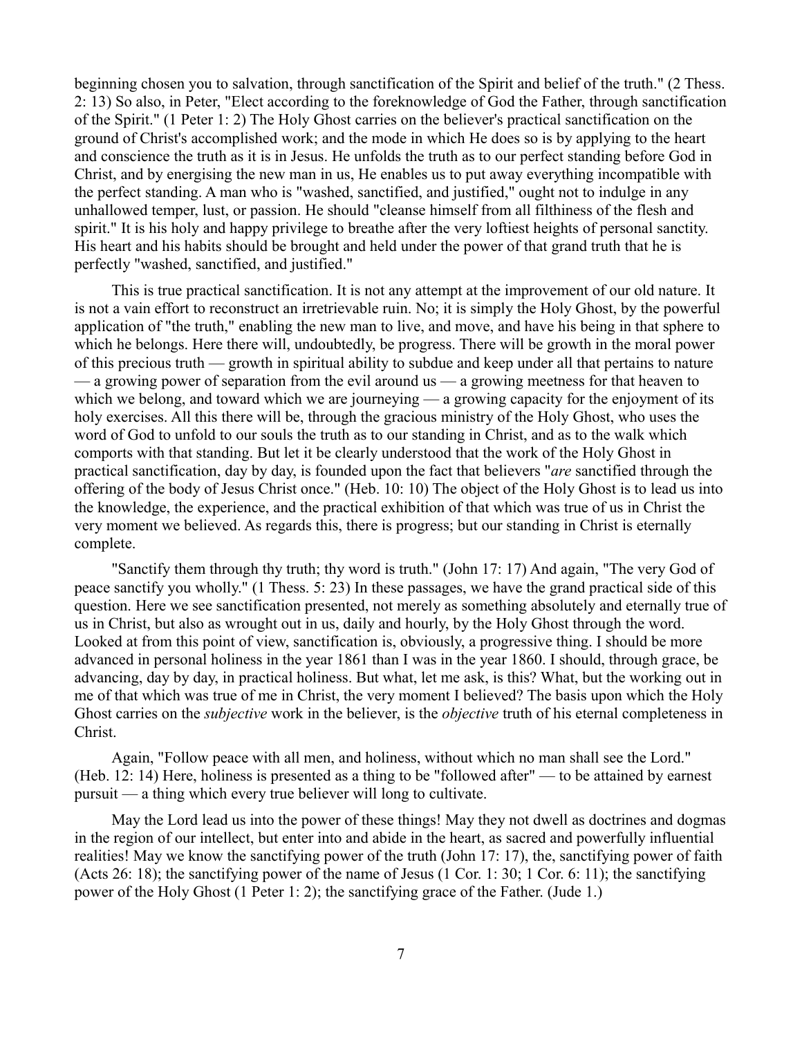beginning chosen you to salvation, through sanctification of the Spirit and belief of the truth." (2 Thess. 2: 13) So also, in Peter, "Elect according to the foreknowledge of God the Father, through sanctification of the Spirit." (1 Peter 1: 2) The Holy Ghost carries on the believer's practical sanctification on the ground of Christ's accomplished work; and the mode in which He does so is by applying to the heart and conscience the truth as it is in Jesus. He unfolds the truth as to our perfect standing before God in Christ, and by energising the new man in us, He enables us to put away everything incompatible with the perfect standing. A man who is "washed, sanctified, and justified," ought not to indulge in any unhallowed temper, lust, or passion. He should "cleanse himself from all filthiness of the flesh and spirit." It is his holy and happy privilege to breathe after the very loftiest heights of personal sanctity. His heart and his habits should be brought and held under the power of that grand truth that he is perfectly "washed, sanctified, and justified."

This is true practical sanctification. It is not any attempt at the improvement of our old nature. It is not a vain effort to reconstruct an irretrievable ruin. No; it is simply the Holy Ghost, by the powerful application of "the truth," enabling the new man to live, and move, and have his being in that sphere to which he belongs. Here there will, undoubtedly, be progress. There will be growth in the moral power of this precious truth — growth in spiritual ability to subdue and keep under all that pertains to nature — a growing power of separation from the evil around us — a growing meetness for that heaven to which we belong, and toward which we are journeying — a growing capacity for the enjoyment of its holy exercises. All this there will be, through the gracious ministry of the Holy Ghost, who uses the word of God to unfold to our souls the truth as to our standing in Christ, and as to the walk which comports with that standing. But let it be clearly understood that the work of the Holy Ghost in practical sanctification, day by day, is founded upon the fact that believers "*are* sanctified through the offering of the body of Jesus Christ once." (Heb. 10: 10) The object of the Holy Ghost is to lead us into the knowledge, the experience, and the practical exhibition of that which was true of us in Christ the very moment we believed. As regards this, there is progress; but our standing in Christ is eternally complete.

"Sanctify them through thy truth; thy word is truth." (John 17: 17) And again, "The very God of peace sanctify you wholly." (1 Thess. 5: 23) In these passages, we have the grand practical side of this question. Here we see sanctification presented, not merely as something absolutely and eternally true of us in Christ, but also as wrought out in us, daily and hourly, by the Holy Ghost through the word. Looked at from this point of view, sanctification is, obviously, a progressive thing. I should be more advanced in personal holiness in the year 1861 than I was in the year 1860. I should, through grace, be advancing, day by day, in practical holiness. But what, let me ask, is this? What, but the working out in me of that which was true of me in Christ, the very moment I believed? The basis upon which the Holy Ghost carries on the *subjective* work in the believer, is the *objective* truth of his eternal completeness in Christ.

Again, "Follow peace with all men, and holiness, without which no man shall see the Lord." (Heb. 12: 14) Here, holiness is presented as a thing to be "followed after" — to be attained by earnest pursuit — a thing which every true believer will long to cultivate.

May the Lord lead us into the power of these things! May they not dwell as doctrines and dogmas in the region of our intellect, but enter into and abide in the heart, as sacred and powerfully influential realities! May we know the sanctifying power of the truth (John 17: 17), the, sanctifying power of faith (Acts 26: 18); the sanctifying power of the name of Jesus (1 Cor. 1: 30; 1 Cor. 6: 11); the sanctifying power of the Holy Ghost (1 Peter 1: 2); the sanctifying grace of the Father. (Jude 1.)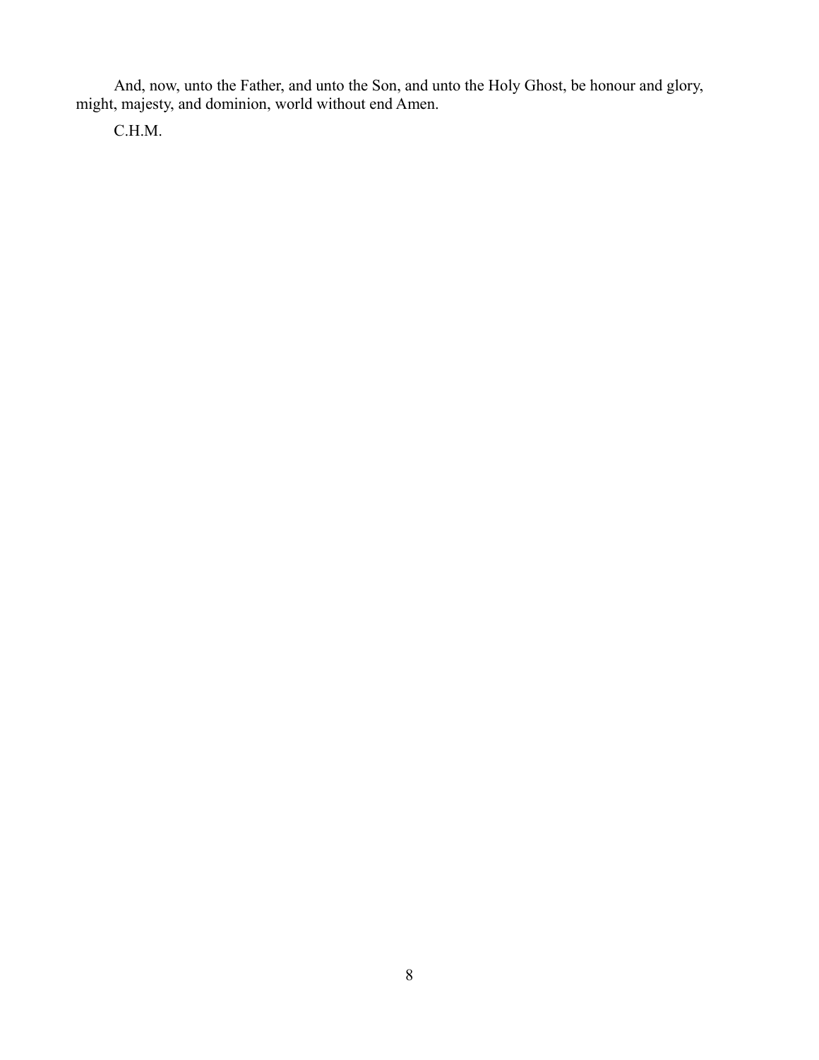And, now, unto the Father, and unto the Son, and unto the Holy Ghost, be honour and glory, might, majesty, and dominion, world without end Amen.

C.H.M.